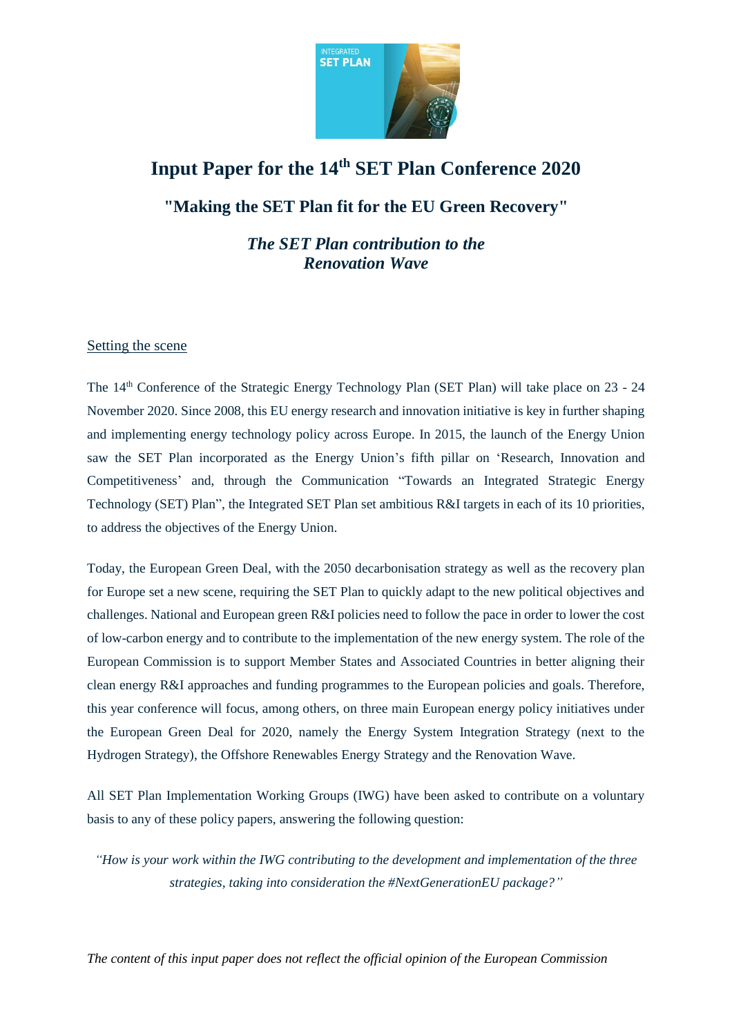# Input Paper for the 14th SET Plan Conference 2020

## "Making the SET Plan fit for the EU Green Recovery"

### *The SET Plan contribution to the Renovation Wave*

Setting the scene

The 14th Conference of the Strategic Energy Technology Plan (SET Plan) will take place on 23 - 24 November 2020. Since 2008, this EU energy research and innovation initiative is key in further shaping and implementing energy technology policy across Europe. In 2015, the launch of the Energy Union saw the SET Plan incorporated as the Energy Union's fifth pillar on 'Research, Innovation and Competitiveness' and, through the Communication "Towards an Integrated Strategic Energy Technology (SET) Plan", the Integrated SET Plan set ambitious R&I targets in each of its 10 priorities, to address the objectives of the Energy Union.

Today, the European Green Deal, with the 2050 decarbonisation strategy as well as the recovery plan for Europe set a new scene, requiring the SET Plan to quickly adapt to the new political objectives and challenges. National and European green R&I policies need to follow the pace in order to lower the cost of low-carbon energy and to contribute to the implementation of the new energy system. The role of the European Commission is to support Member States and Associated Countries in better aligning their clean energy R&I approaches and funding programmes to the European policies and goals. Therefore, this year conference will focus, among others, on three main European energy policy initiatives under the European Green Deal for 2020, namely the Energy System Integration Strategy (next to the Hydrogen Strategy), the Offshore Renewables Energy Strategy and the Renovation Wave.

All SET Plan Implementation Working Groups (IWG) have been asked to contribute on a voluntary basis to any of these policy papers, answering the following question:

*"How is your work within the IWG contributing to the development and implementation of the three strategies, taking into consideration the #NextGenerationEU package?"*

*The content of this input paper does not reflect the official opinion of the European Commission*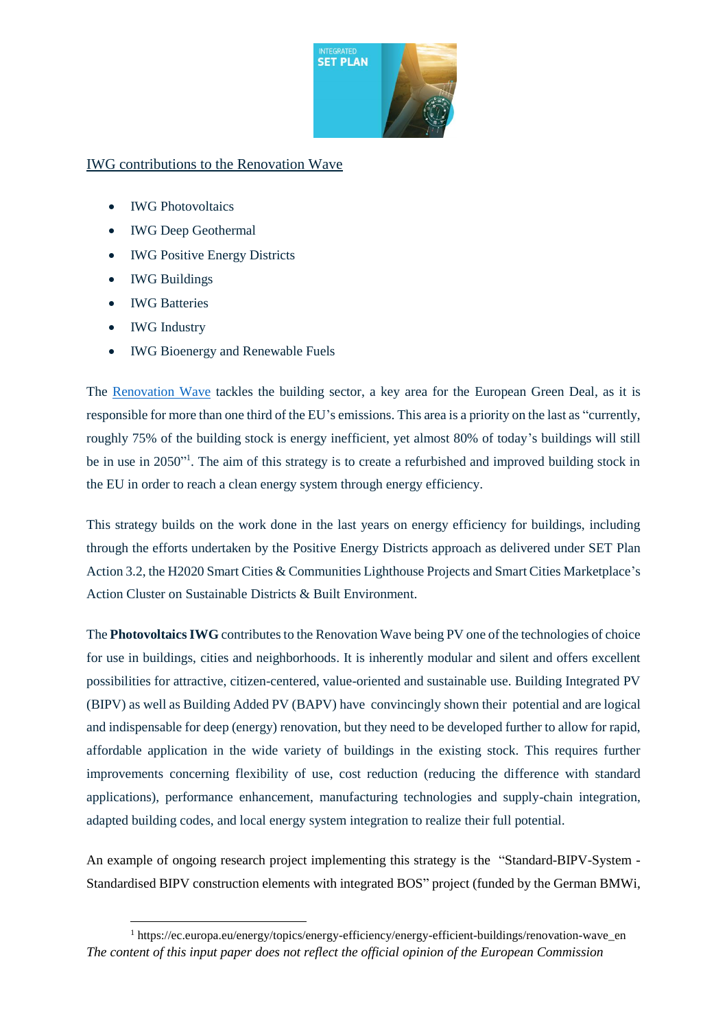IWG contributions to the Renovation Wave

- IWG Photovoltaics
- IWG Deep Geothermal
- IWG Positive Energy Districts
- IWG Buildings
- IWG Batteries
- IWG Industry
- IWG Bioenergy and Renewable Fuels

The Renovation Wave tackles the building sector, a key area for the European Green Deal, as it is responsible for more than one third of the EU's emissions. This area is a priority on the last as "currently, roughly 75% of the building stock is energy inefficient, yet almost 80% of today's buildings will still be in use in 2050"[1]. The aim of this strategy is to create a refurbished and improved building stock in the EU in order to reach a clean energy system through energy efficiency.

This strategy builds on the work done in the last years on energy efficiency for buildings, including through the efforts undertaken by the Positive Energy Districts approach as delivered under SET Plan Action 3.2, the H2020 Smart Cities & Communities Lighthouse Projects and Smart Cities Marketplace's Action Cluster on Sustainable Districts & Built Environment.

The **Photovoltaics IWG** contributes to the Renovation Wave being PV one of the technologies of choice for use in buildings, cities and neighborhoods. It is inherently modular and silent and offers excellent possibilities for attractive, citizen-centered, value-oriented and sustainable use. Building Integrated PV (BIPV) as well as Building Added PV (BAPV) have convincingly shown their potential and are logical and indispensable for deep (energy) renovation, but they need to be developed further to allow for rapid, affordable application in the wide variety of buildings in the existing stock. This requires further improvements concerning flexibility of use, cost reduction (reducing the difference with standard applications), performance enhancement, manufacturing technologies and supply-chain integration, adapted building codes, and local energy system integration to realize their full potential.

An example of ongoing research project implementing this strategy is the "Standard-BIPV-System - Standardised BIPV construction elements with integrated BOS" project (funded by the German BMWi,

[1] https://ec.europa.eu/energy/topics/energy-efficiency/energy-efficient-buildings/renovation-wave_en

*The content of this input paper does not reflect the official opinion of the European Commission*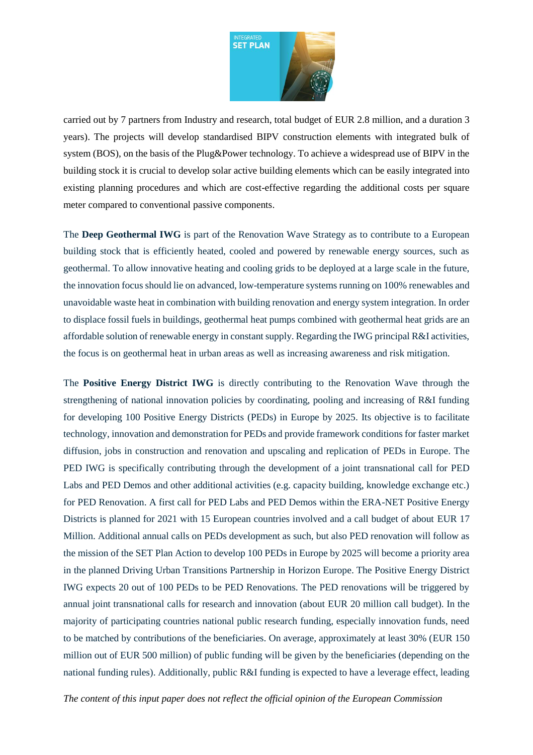carried out by 7 partners from Industry and research, total budget of EUR 2.8 million, and a duration 3 years). The projects will develop standardised BIPV construction elements with integrated bulk of system (BOS), on the basis of the Plug&Power technology. To achieve a widespread use of BIPV in the building stock it is crucial to develop solar active building elements which can be easily integrated into existing planning procedures and which are cost-effective regarding the additional costs per square meter compared to conventional passive components.

The **Deep Geothermal IWG** is part of the Renovation Wave Strategy as to contribute to a European building stock that is efficiently heated, cooled and powered by renewable energy sources, such as geothermal. To allow innovative heating and cooling grids to be deployed at a large scale in the future, the innovation focus should lie on advanced, low-temperature systems running on 100% renewables and unavoidable waste heat in combination with building renovation and energy system integration. In order to displace fossil fuels in buildings, geothermal heat pumps combined with geothermal heat grids are an affordable solution of renewable energy in constant supply. Regarding the IWG principal R&I activities, the focus is on geothermal heat in urban areas as well as increasing awareness and risk mitigation.

The **Positive Energy District IWG** is directly contributing to the Renovation Wave through the strengthening of national innovation policies by coordinating, pooling and increasing of R&I funding for developing 100 Positive Energy Districts (PEDs) in Europe by 2025. Its objective is to facilitate technology, innovation and demonstration for PEDs and provide framework conditions for faster market diffusion, jobs in construction and renovation and upscaling and replication of PEDs in Europe. The PED IWG is specifically contributing through the development of a joint transnational call for PED Labs and PED Demos and other additional activities (e.g. capacity building, knowledge exchange etc.) for PED Renovation. A first call for PED Labs and PED Demos within the ERA-NET Positive Energy Districts is planned for 2021 with 15 European countries involved and a call budget of about EUR 17 Million. Additional annual calls on PEDs development as such, but also PED renovation will follow as the mission of the SET Plan Action to develop 100 PEDs in Europe by 2025 will become a priority area in the planned Driving Urban Transitions Partnership in Horizon Europe. The Positive Energy District IWG expects 20 out of 100 PEDs to be PED Renovations. The PED renovations will be triggered by annual joint transnational calls for research and innovation (about EUR 20 million call budget). In the majority of participating countries national public research funding, especially innovation funds, need to be matched by contributions of the beneficiaries. On average, approximately at least 30% (EUR 150 million out of EUR 500 million) of public funding will be given by the beneficiaries (depending on the national funding rules). Additionally, public R&I funding is expected to have a leverage effect, leading

*The content of this input paper does not reflect the official opinion of the European Commission*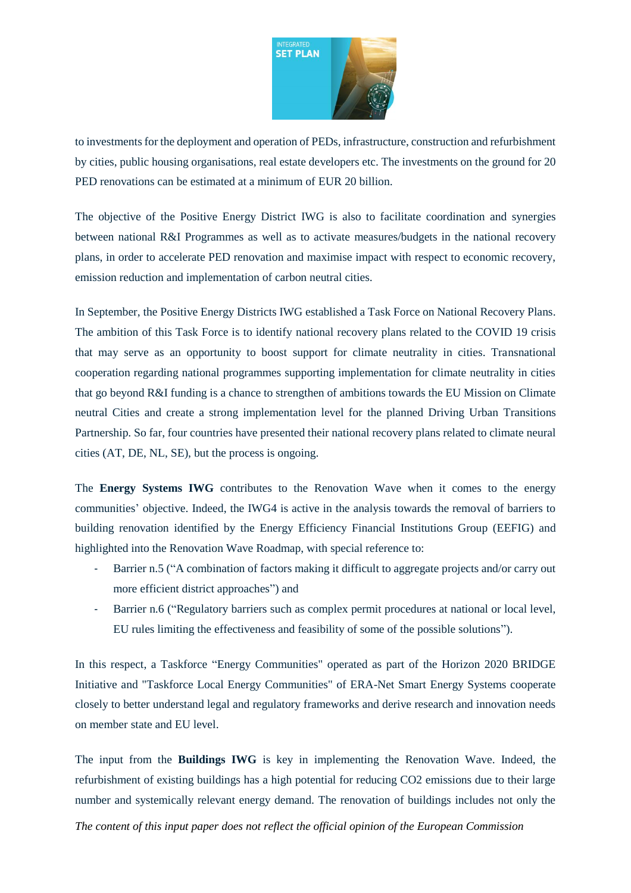to investments for the deployment and operation of PEDs, infrastructure, construction and refurbishment by cities, public housing organisations, real estate developers etc. The investments on the ground for 20 PED renovations can be estimated at a minimum of EUR 20 billion.

The objective of the Positive Energy District IWG is also to facilitate coordination and synergies between national R&I Programmes as well as to activate measures/budgets in the national recovery plans, in order to accelerate PED renovation and maximise impact with respect to economic recovery, emission reduction and implementation of carbon neutral cities.

In September, the Positive Energy Districts IWG established a Task Force on National Recovery Plans. The ambition of this Task Force is to identify national recovery plans related to the COVID 19 crisis that may serve as an opportunity to boost support for climate neutrality in cities. Transnational cooperation regarding national programmes supporting implementation for climate neutrality in cities that go beyond R&I funding is a chance to strengthen of ambitions towards the EU Mission on Climate neutral Cities and create a strong implementation level for the planned Driving Urban Transitions Partnership. So far, four countries have presented their national recovery plans related to climate neural cities (AT, DE, NL, SE), but the process is ongoing.

The **Energy Systems IWG** contributes to the Renovation Wave when it comes to the energy communities' objective. Indeed, the IWG4 is active in the analysis towards the removal of barriers to building renovation identified by the Energy Efficiency Financial Institutions Group (EEFIG) and highlighted into the Renovation Wave Roadmap, with special reference to:

- Barrier n.5 ("A combination of factors making it difficult to aggregate projects and/or carry out more efficient district approaches") and
- Barrier n.6 ("Regulatory barriers such as complex permit procedures at national or local level, EU rules limiting the effectiveness and feasibility of some of the possible solutions").

In this respect, a Taskforce "Energy Communities" operated as part of the Horizon 2020 BRIDGE Initiative and "Taskforce Local Energy Communities" of ERA-Net Smart Energy Systems cooperate closely to better understand legal and regulatory frameworks and derive research and innovation needs on member state and EU level.

The input from the **Buildings IWG** is key in implementing the Renovation Wave. Indeed, the refurbishment of existing buildings has a high potential for reducing CO2 emissions due to their large number and systemically relevant energy demand. The renovation of buildings includes not only the

*The content of this input paper does not reflect the official opinion of the European Commission*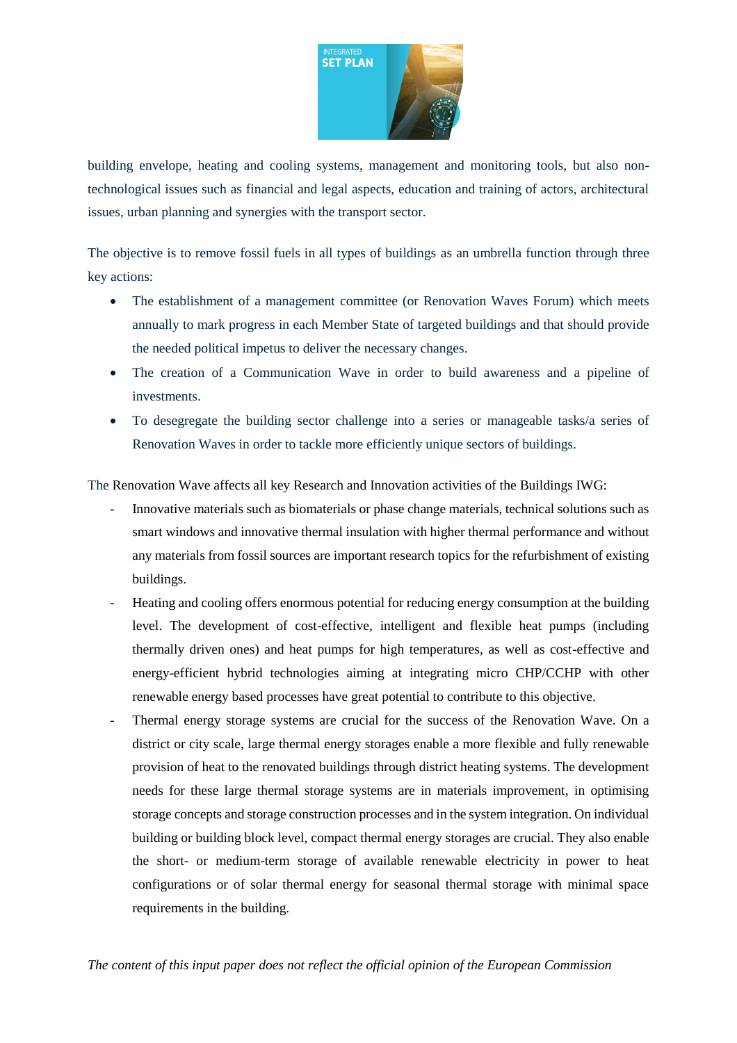building envelope, heating and cooling systems, management and monitoring tools, but also non-technological issues such as financial and legal aspects, education and training of actors, architectural issues, urban planning and synergies with the transport sector.

The objective is to remove fossil fuels in all types of buildings as an umbrella function through three key actions:

- The establishment of a management committee (or Renovation Waves Forum) which meets annually to mark progress in each Member State of targeted buildings and that should provide the needed political impetus to deliver the necessary changes.
- The creation of a Communication Wave in order to build awareness and a pipeline of investments.
- To desegregate the building sector challenge into a series or manageable tasks/a series of Renovation Waves in order to tackle more efficiently unique sectors of buildings.

The Renovation Wave affects all key Research and Innovation activities of the Buildings IWG:

- Innovative materials such as biomaterials or phase change materials, technical solutions such as smart windows and innovative thermal insulation with higher thermal performance and without any materials from fossil sources are important research topics for the refurbishment of existing buildings.
- Heating and cooling offers enormous potential for reducing energy consumption at the building level. The development of cost-effective, intelligent and flexible heat pumps (including thermally driven ones) and heat pumps for high temperatures, as well as cost-effective and energy-efficient hybrid technologies aiming at integrating micro CHP/CCHP with other renewable energy based processes have great potential to contribute to this objective.
- Thermal energy storage systems are crucial for the success of the Renovation Wave. On a district or city scale, large thermal energy storages enable a more flexible and fully renewable provision of heat to the renovated buildings through district heating systems. The development needs for these large thermal storage systems are in materials improvement, in optimising storage concepts and storage construction processes and in the system integration. On individual building or building block level, compact thermal energy storages are crucial. They also enable the short- or medium-term storage of available renewable electricity in power to heat configurations or of solar thermal energy for seasonal thermal storage with minimal space requirements in the building.

*The content of this input paper does not reflect the official opinion of the European Commission*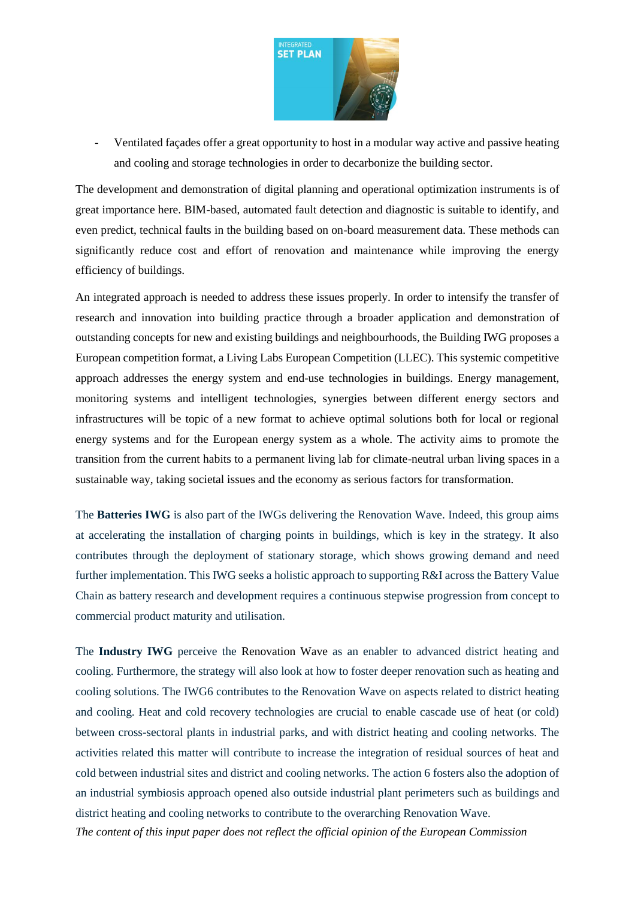- Ventilated façades offer a great opportunity to host in a modular way active and passive heating and cooling and storage technologies in order to decarbonize the building sector.

The development and demonstration of digital planning and operational optimization instruments is of great importance here. BIM-based, automated fault detection and diagnostic is suitable to identify, and even predict, technical faults in the building based on on-board measurement data. These methods can significantly reduce cost and effort of renovation and maintenance while improving the energy efficiency of buildings.

An integrated approach is needed to address these issues properly. In order to intensify the transfer of research and innovation into building practice through a broader application and demonstration of outstanding concepts for new and existing buildings and neighbourhoods, the Building IWG proposes a European competition format, a Living Labs European Competition (LLEC). This systemic competitive approach addresses the energy system and end-use technologies in buildings. Energy management, monitoring systems and intelligent technologies, synergies between different energy sectors and infrastructures will be topic of a new format to achieve optimal solutions both for local or regional energy systems and for the European energy system as a whole. The activity aims to promote the transition from the current habits to a permanent living lab for climate-neutral urban living spaces in a sustainable way, taking societal issues and the economy as serious factors for transformation.

The **Batteries IWG** is also part of the IWGs delivering the Renovation Wave. Indeed, this group aims at accelerating the installation of charging points in buildings, which is key in the strategy. It also contributes through the deployment of stationary storage, which shows growing demand and need further implementation. This IWG seeks a holistic approach to supporting R&I across the Battery Value Chain as battery research and development requires a continuous stepwise progression from concept to commercial product maturity and utilisation.

The **Industry IWG** perceive the Renovation Wave as an enabler to advanced district heating and cooling. Furthermore, the strategy will also look at how to foster deeper renovation such as heating and cooling solutions. The IWG6 contributes to the Renovation Wave on aspects related to district heating and cooling. Heat and cold recovery technologies are crucial to enable cascade use of heat (or cold) between cross-sectoral plants in industrial parks, and with district heating and cooling networks. The activities related this matter will contribute to increase the integration of residual sources of heat and cold between industrial sites and district and cooling networks. The action 6 fosters also the adoption of an industrial symbiosis approach opened also outside industrial plant perimeters such as buildings and district heating and cooling networks to contribute to the overarching Renovation Wave.

*The content of this input paper does not reflect the official opinion of the European Commission*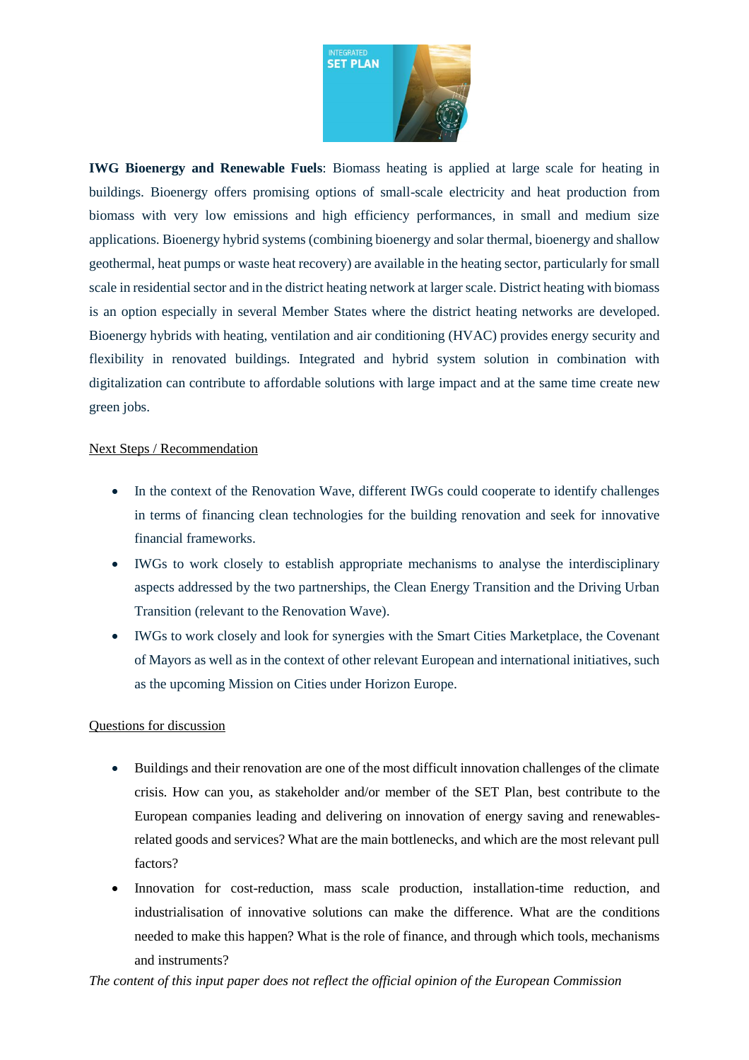**IWG Bioenergy and Renewable Fuels**: Biomass heating is applied at large scale for heating in buildings. Bioenergy offers promising options of small-scale electricity and heat production from biomass with very low emissions and high efficiency performances, in small and medium size applications. Bioenergy hybrid systems (combining bioenergy and solar thermal, bioenergy and shallow geothermal, heat pumps or waste heat recovery) are available in the heating sector, particularly for small scale in residential sector and in the district heating network at larger scale. District heating with biomass is an option especially in several Member States where the district heating networks are developed. Bioenergy hybrids with heating, ventilation and air conditioning (HVAC) provides energy security and flexibility in renovated buildings. Integrated and hybrid system solution in combination with digitalization can contribute to affordable solutions with large impact and at the same time create new green jobs.

Next Steps / Recommendation

- In the context of the Renovation Wave, different IWGs could cooperate to identify challenges in terms of financing clean technologies for the building renovation and seek for innovative financial frameworks.
- IWGs to work closely to establish appropriate mechanisms to analyse the interdisciplinary aspects addressed by the two partnerships, the Clean Energy Transition and the Driving Urban Transition (relevant to the Renovation Wave).
- IWGs to work closely and look for synergies with the Smart Cities Marketplace, the Covenant of Mayors as well as in the context of other relevant European and international initiatives, such as the upcoming Mission on Cities under Horizon Europe.

Questions for discussion

- Buildings and their renovation are one of the most difficult innovation challenges of the climate crisis. How can you, as stakeholder and/or member of the SET Plan, best contribute to the European companies leading and delivering on innovation of energy saving and renewables-related goods and services? What are the main bottlenecks, and which are the most relevant pull factors?
- Innovation for cost-reduction, mass scale production, installation-time reduction, and industrialisation of innovative solutions can make the difference. What are the conditions needed to make this happen? What is the role of finance, and through which tools, mechanisms and instruments?

*The content of this input paper does not reflect the official opinion of the European Commission*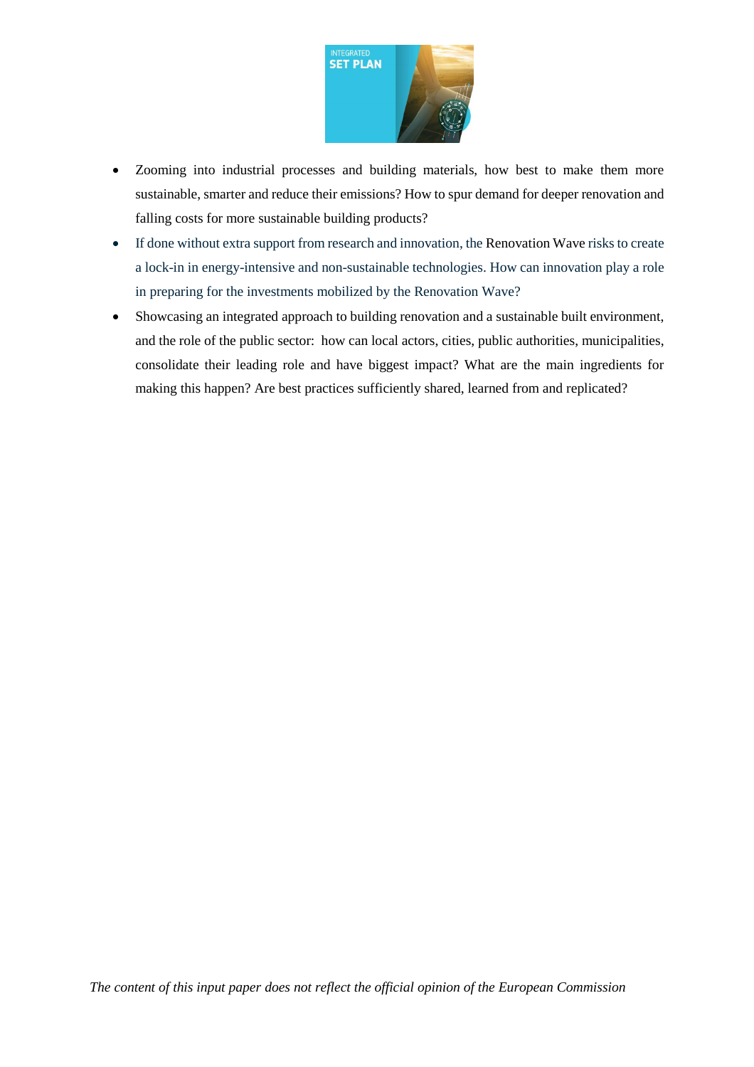- Zooming into industrial processes and building materials, how best to make them more sustainable, smarter and reduce their emissions? How to spur demand for deeper renovation and falling costs for more sustainable building products?
- If done without extra support from research and innovation, the Renovation Wave risks to create a lock-in in energy-intensive and non-sustainable technologies. How can innovation play a role in preparing for the investments mobilized by the Renovation Wave?
- Showcasing an integrated approach to building renovation and a sustainable built environment, and the role of the public sector: how can local actors, cities, public authorities, municipalities, consolidate their leading role and have biggest impact? What are the main ingredients for making this happen? Are best practices sufficiently shared, learned from and replicated?

*The content of this input paper does not reflect the official opinion of the European Commission*